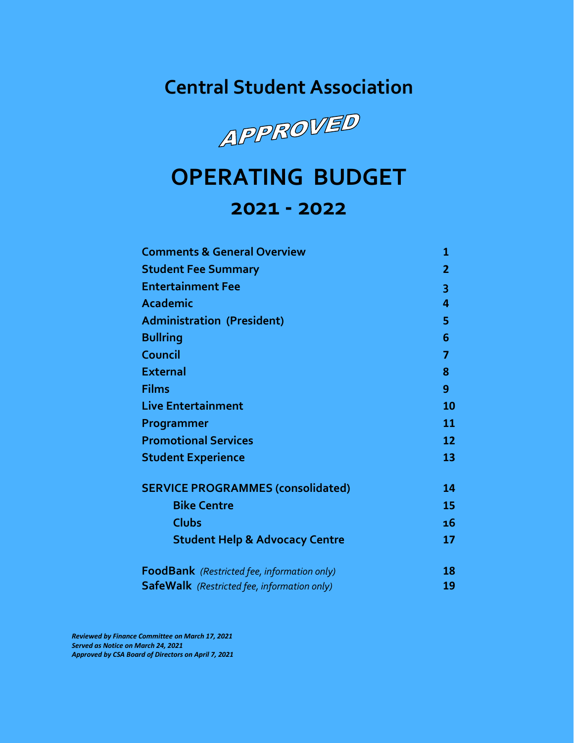# Central Student Association

**APPROVED**

# OPERATING BUDGET

## 2021 - 2022

| | |
|---|---|
| **Comments & General Overview** | **1** |
| **Student Fee Summary** | **2** |
| **Entertainment Fee** | **3** |
| **Academic** | **4** |
| **Administration (President)** | **5** |
| **Bullring** | **6** |
| **Council** | **7** |
| **External** | **8** |
| **Films** | **9** |
| **Live Entertainment** | **10** |
| **Programmer** | **11** |
| **Promotional Services** | **12** |
| **Student Experience** | **13** |
| **SERVICE PROGRAMMES (consolidated)** | **14** |
| **Bike Centre** | **15** |
| **Clubs** | **16** |
| **Student Help & Advocacy Centre** | **17** |
| **FoodBank** *(Restricted fee, information only)* | **18** |
| **SafeWalk** *(Restricted fee, information only)* | **19** |

***Reviewed by Finance Committee on March 17, 2021***
***Served as Notice on March 24, 2021***
***Approved by CSA Board of Directors on April 7, 2021***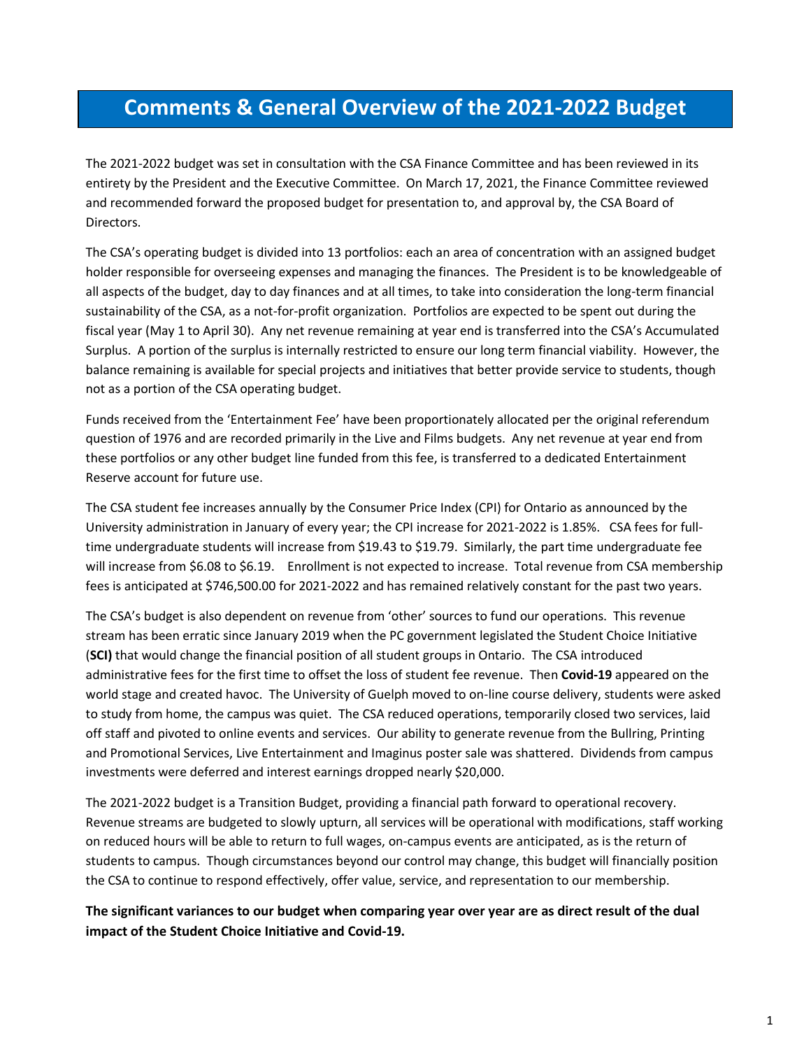# Comments & General Overview of the 2021-2022 Budget

The 2021-2022 budget was set in consultation with the CSA Finance Committee and has been reviewed in its entirety by the President and the Executive Committee. On March 17, 2021, the Finance Committee reviewed and recommended forward the proposed budget for presentation to, and approval by, the CSA Board of Directors.

The CSA's operating budget is divided into 13 portfolios: each an area of concentration with an assigned budget holder responsible for overseeing expenses and managing the finances. The President is to be knowledgeable of all aspects of the budget, day to day finances and at all times, to take into consideration the long-term financial sustainability of the CSA, as a not-for-profit organization. Portfolios are expected to be spent out during the fiscal year (May 1 to April 30). Any net revenue remaining at year end is transferred into the CSA's Accumulated Surplus. A portion of the surplus is internally restricted to ensure our long term financial viability. However, the balance remaining is available for special projects and initiatives that better provide service to students, though not as a portion of the CSA operating budget.

Funds received from the 'Entertainment Fee' have been proportionately allocated per the original referendum question of 1976 and are recorded primarily in the Live and Films budgets. Any net revenue at year end from these portfolios or any other budget line funded from this fee, is transferred to a dedicated Entertainment Reserve account for future use.

The CSA student fee increases annually by the Consumer Price Index (CPI) for Ontario as announced by the University administration in January of every year; the CPI increase for 2021-2022 is 1.85%. CSA fees for full-time undergraduate students will increase from $19.43 to $19.79. Similarly, the part time undergraduate fee will increase from $6.08 to $6.19. Enrollment is not expected to increase. Total revenue from CSA membership fees is anticipated at $746,500.00 for 2021-2022 and has remained relatively constant for the past two years.

The CSA's budget is also dependent on revenue from 'other' sources to fund our operations. This revenue stream has been erratic since January 2019 when the PC government legislated the Student Choice Initiative (**SCI)** that would change the financial position of all student groups in Ontario. The CSA introduced administrative fees for the first time to offset the loss of student fee revenue. Then **Covid-19** appeared on the world stage and created havoc. The University of Guelph moved to on-line course delivery, students were asked to study from home, the campus was quiet. The CSA reduced operations, temporarily closed two services, laid off staff and pivoted to online events and services. Our ability to generate revenue from the Bullring, Printing and Promotional Services, Live Entertainment and Imaginus poster sale was shattered. Dividends from campus investments were deferred and interest earnings dropped nearly $20,000.

The 2021-2022 budget is a Transition Budget, providing a financial path forward to operational recovery. Revenue streams are budgeted to slowly upturn, all services will be operational with modifications, staff working on reduced hours will be able to return to full wages, on-campus events are anticipated, as is the return of students to campus. Though circumstances beyond our control may change, this budget will financially position the CSA to continue to respond effectively, offer value, service, and representation to our membership.

**The significant variances to our budget when comparing year over year are as direct result of the dual impact of the Student Choice Initiative and Covid-19.**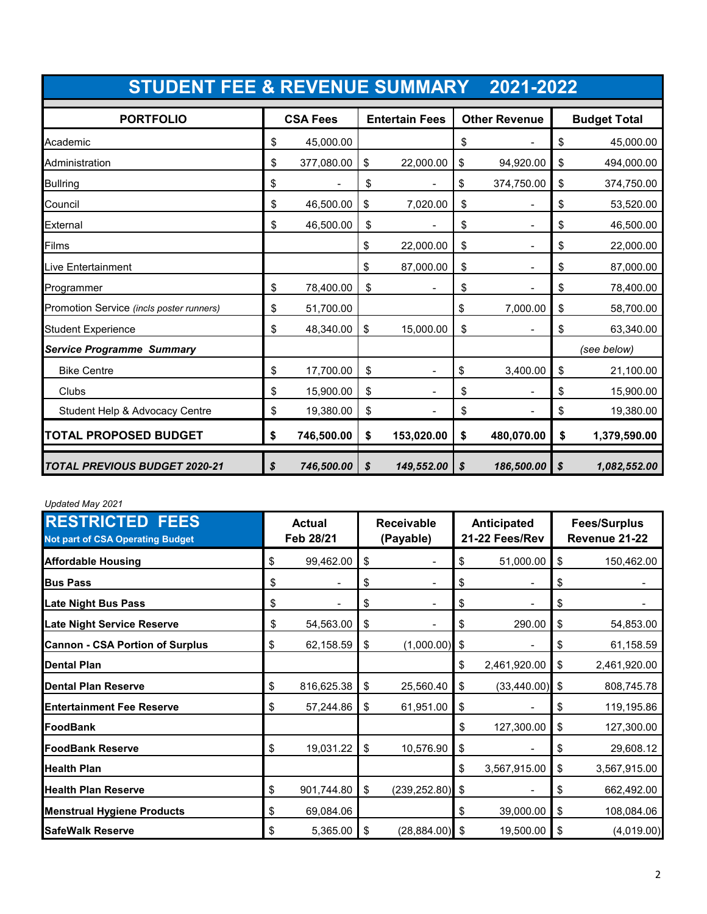# STUDENT FEE & REVENUE SUMMARY 2021-2022

| PORTFOLIO | CSA Fees | Entertain Fees | Other Revenue | Budget Total |
|---|---|---|---|---|
| Academic | $ 45,000.00 | | $ - | $ 45,000.00 |
| Administration | $ 377,080.00 | $ 22,000.00 | $ 94,920.00 | $ 494,000.00 |
| Bullring | $ - | $ - | $ 374,750.00 | $ 374,750.00 |
| Council | $ 46,500.00 | $ 7,020.00 | $ - | $ 53,520.00 |
| External | $ 46,500.00 | $ - | $ - | $ 46,500.00 |
| Films | | $ 22,000.00 | $ - | $ 22,000.00 |
| Live Entertainment | | $ 87,000.00 | $ - | $ 87,000.00 |
| Programmer | $ 78,400.00 | $ - | $ - | $ 78,400.00 |
| Promotion Service *(incls poster runners)* | $ 51,700.00 | | $ 7,000.00 | $ 58,700.00 |
| Student Experience | $ 48,340.00 | $ 15,000.00 | $ - | $ 63,340.00 |
| ***Service Programme Summary*** | | | | *(see below)* |
| Bike Centre | $ 17,700.00 | $ - | $ 3,400.00 | $ 21,100.00 |
| Clubs | $ 15,900.00 | $ - | $ - | $ 15,900.00 |
| Student Help & Advocacy Centre | $ 19,380.00 | $ - | $ - | $ 19,380.00 |
| **TOTAL PROPOSED BUDGET** | **$ 746,500.00** | **$ 153,020.00** | **$ 480,070.00** | **$ 1,379,590.00** |
| ***TOTAL PREVIOUS BUDGET 2020-21*** | ***$ 746,500.00*** | ***$ 149,552.00*** | ***$ 186,500.00*** | ***$ 1,082,552.00*** |

*Updated May 2021*

| **RESTRICTED FEES** Not part of CSA Operating Budget | Actual Feb 28/21 | Receivable (Payable) | Anticipated 21-22 Fees/Rev | Fees/Surplus Revenue 21-22 |
|---|---|---|---|---|
| **Affordable Housing** | $ 99,462.00 | $ - | $ 51,000.00 | $ 150,462.00 |
| **Bus Pass** | $ - | $ - | $ - | $ - |
| **Late Night Bus Pass** | $ - | $ - | $ - | $ - |
| **Late Night Service Reserve** | $ 54,563.00 | $ - | $ 290.00 | $ 54,853.00 |
| **Cannon - CSA Portion of Surplus** | $ 62,158.59 | $ (1,000.00) | $ - | $ 61,158.59 |
| **Dental Plan** | | | $ 2,461,920.00 | $ 2,461,920.00 |
| **Dental Plan Reserve** | $ 816,625.38 | $ 25,560.40 | $ (33,440.00) | $ 808,745.78 |
| **Entertainment Fee Reserve** | $ 57,244.86 | $ 61,951.00 | $ - | $ 119,195.86 |
| **FoodBank** | | | $ 127,300.00 | $ 127,300.00 |
| **FoodBank Reserve** | $ 19,031.22 | $ 10,576.90 | $ - | $ 29,608.12 |
| **Health Plan** | | | $ 3,567,915.00 | $ 3,567,915.00 |
| **Health Plan Reserve** | $ 901,744.80 | $ (239,252.80) | $ - | $ 662,492.00 |
| **Menstrual Hygiene Products** | $ 69,084.06 | | $ 39,000.00 | $ 108,084.06 |
| **SafeWalk Reserve** | $ 5,365.00 | $ (28,884.00) | $ 19,500.00 | $ (4,019.00) |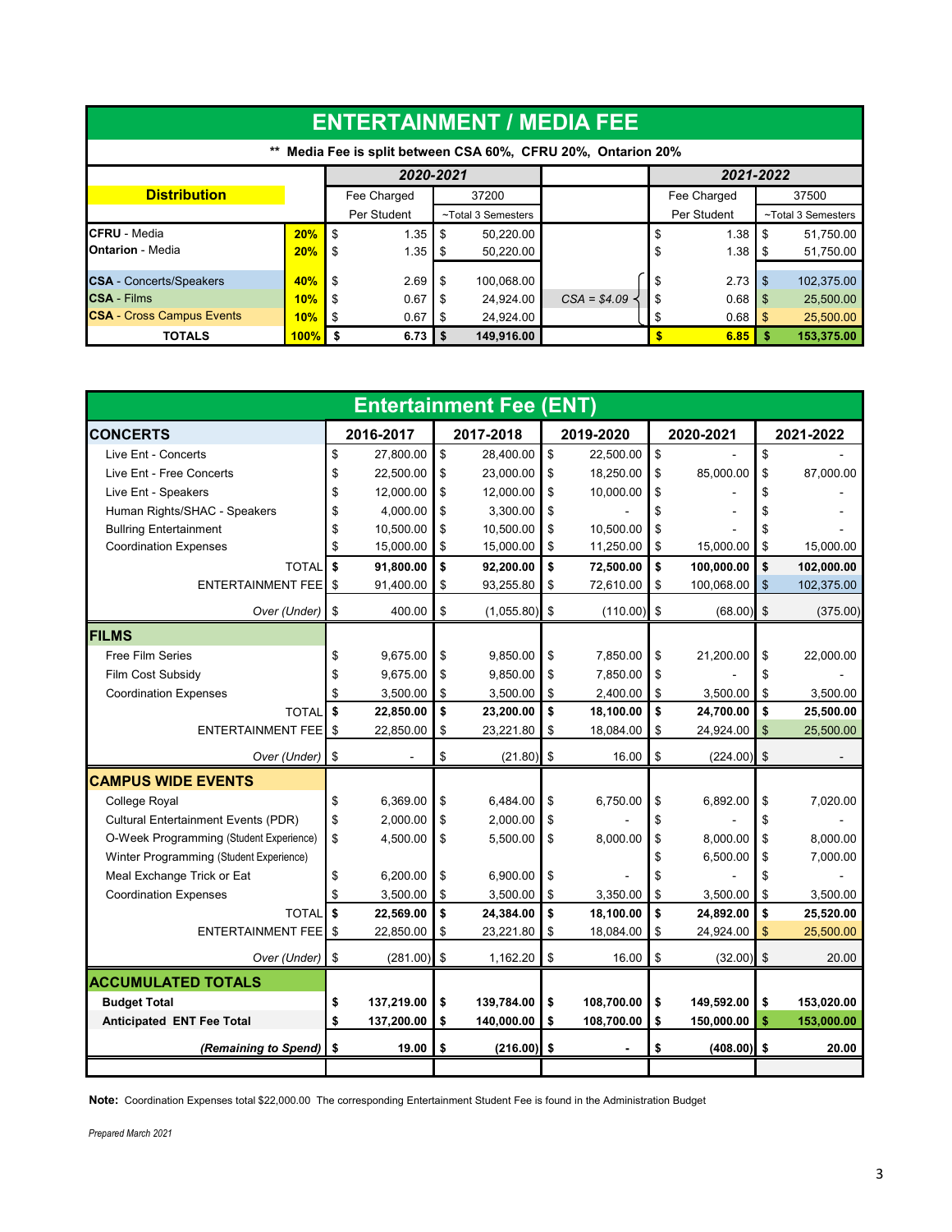# ENTERTAINMENT / MEDIA FEE

** Media Fee is split between CSA 60%, CFRU 20%, Ontarion 20%

| Distribution | | 2020-2021 | | | 2021-2022 | |
|---|---|---|---|---|---|---|
| | | Fee Charged | 37200 | | Fee Charged | 37500 |
| | | Per Student | ~Total 3 Semesters | | Per Student | ~Total 3 Semesters |
| **CFRU** - Media | **20%** | $ 1.35 | $ 50,220.00 | | $ 1.38 | $ 51,750.00 |
| **Ontarion** - Media | **20%** | $ 1.35 | $ 50,220.00 | | $ 1.38 | $ 51,750.00 |
| **CSA** - Concerts/Speakers | **40%** | $ 2.69 | $ 100,068.00 | | $ 2.73 | $ 102,375.00 |
| **CSA** - Films | **10%** | $ 0.67 | $ 24,924.00 | *CSA = $4.09* | $ 0.68 | $ 25,500.00 |
| **CSA** - Cross Campus Events | **10%** | $ 0.67 | $ 24,924.00 | | $ 0.68 | $ 25,500.00 |
| **TOTALS** | **100%** | **$ 6.73** | **$ 149,916.00** | | **$ 6.85** | **$ 153,375.00** |

# Entertainment Fee (ENT)

| | 2016-2017 | 2017-2018 | 2019-2020 | 2020-2021 | 2021-2022 |
|---|---|---|---|---|---|
| **CONCERTS** | | | | | |
| Live Ent - Concerts | $ 27,800.00 | $ 28,400.00 | $ 22,500.00 | $ - | $ - |
| Live Ent - Free Concerts | $ 22,500.00 | $ 23,000.00 | $ 18,250.00 | $ 85,000.00 | $ 87,000.00 |
| Live Ent - Speakers | $ 12,000.00 | $ 12,000.00 | $ 10,000.00 | $ - | $ - |
| Human Rights/SHAC - Speakers | $ 4,000.00 | $ 3,300.00 | $ - | $ - | $ - |
| Bullring Entertainment | $ 10,500.00 | $ 10,500.00 | $ 10,500.00 | $ - | $ - |
| Coordination Expenses | $ 15,000.00 | $ 15,000.00 | $ 11,250.00 | $ 15,000.00 | $ 15,000.00 |
| TOTAL | **$ 91,800.00** | **$ 92,200.00** | **$ 72,500.00** | **$ 100,000.00** | **$ 102,000.00** |
| ENTERTAINMENT FEE | $ 91,400.00 | $ 93,255.80 | $ 72,610.00 | $ 100,068.00 | $ 102,375.00 |
| *Over (Under)* | $ 400.00 | $ (1,055.80) | $ (110.00) | $ (68.00) | $ (375.00) |
| **FILMS** | | | | | |
| Free Film Series | $ 9,675.00 | $ 9,850.00 | $ 7,850.00 | $ 21,200.00 | $ 22,000.00 |
| Film Cost Subsidy | $ 9,675.00 | $ 9,850.00 | $ 7,850.00 | $ - | $ - |
| Coordination Expenses | $ 3,500.00 | $ 3,500.00 | $ 2,400.00 | $ 3,500.00 | $ 3,500.00 |
| TOTAL | **$ 22,850.00** | **$ 23,200.00** | **$ 18,100.00** | **$ 24,700.00** | **$ 25,500.00** |
| ENTERTAINMENT FEE | $ 22,850.00 | $ 23,221.80 | $ 18,084.00 | $ 24,924.00 | $ 25,500.00 |
| *Over (Under)* | $ - | $ (21.80) | $ 16.00 | $ (224.00) | $ - |
| **CAMPUS WIDE EVENTS** | | | | | |
| College Royal | $ 6,369.00 | $ 6,484.00 | $ 6,750.00 | $ 6,892.00 | $ 7,020.00 |
| Cultural Entertainment Events (PDR) | $ 2,000.00 | $ 2,000.00 | $ - | $ - | $ - |
| O-Week Programming (Student Experience) | $ 4,500.00 | $ 5,500.00 | $ 8,000.00 | $ 8,000.00 | $ 8,000.00 |
| Winter Programming (Student Experience) | | | | $ 6,500.00 | $ 7,000.00 |
| Meal Exchange Trick or Eat | $ 6,200.00 | $ 6,900.00 | $ - | $ - | $ - |
| Coordination Expenses | $ 3,500.00 | $ 3,500.00 | $ 3,350.00 | $ 3,500.00 | $ 3,500.00 |
| TOTAL | **$ 22,569.00** | **$ 24,384.00** | **$ 18,100.00** | **$ 24,892.00** | **$ 25,520.00** |
| ENTERTAINMENT FEE | $ 22,850.00 | $ 23,221.80 | $ 18,084.00 | $ 24,924.00 | $ 25,500.00 |
| *Over (Under)* | $ (281.00) | $ 1,162.20 | $ 16.00 | $ (32.00) | $ 20.00 |
| **ACCUMULATED TOTALS** | | | | | |
| **Budget Total** | **$ 137,219.00** | **$ 139,784.00** | **$ 108,700.00** | **$ 149,592.00** | **$ 153,020.00** |
| **Anticipated ENT Fee Total** | **$ 137,200.00** | **$ 140,000.00** | **$ 108,700.00** | **$ 150,000.00** | **$ 153,000.00** |
| ***(Remaining to Spend)*** | **$ 19.00** | **$ (216.00)** | **$ -** | **$ (408.00)** | **$ 20.00** |

**Note:** Coordination Expenses total $22,000.00 The corresponding Entertainment Student Fee is found in the Administration Budget

*Prepared March 2021*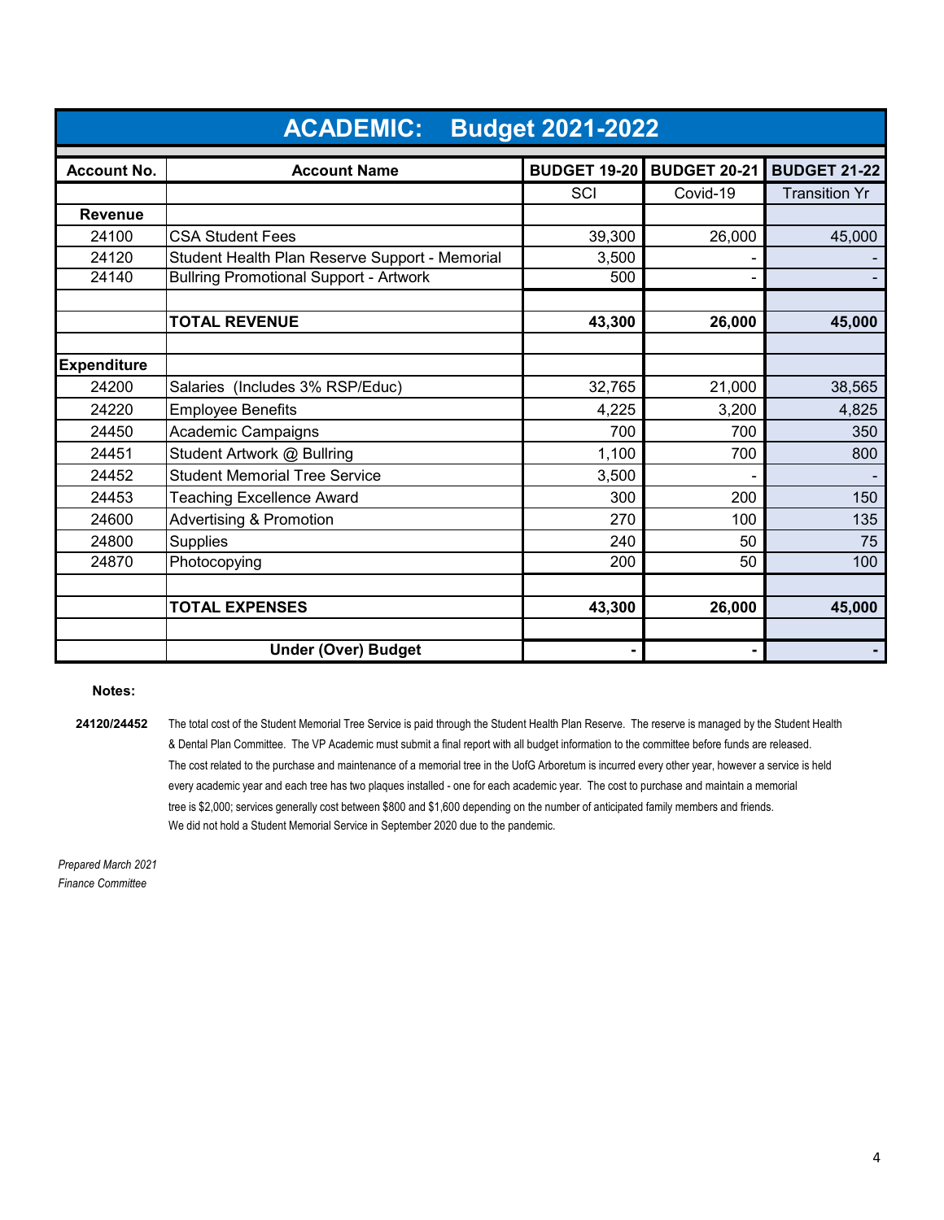# ACADEMIC: Budget 2021-2022

| Account No. | Account Name | BUDGET 19-20 | BUDGET 20-21 | BUDGET 21-22 |
|---|---|---|---|---|
| | | SCI | Covid-19 | Transition Yr |
| **Revenue** | | | | |
| 24100 | CSA Student Fees | 39,300 | 26,000 | 45,000 |
| 24120 | Student Health Plan Reserve Support - Memorial | 3,500 | - | - |
| 24140 | Bullring Promotional Support - Artwork | 500 | - | - |
| | | | | |
| | **TOTAL REVENUE** | **43,300** | **26,000** | **45,000** |
| | | | | |
| **Expenditure** | | | | |
| 24200 | Salaries (Includes 3% RSP/Educ) | 32,765 | 21,000 | 38,565 |
| 24220 | Employee Benefits | 4,225 | 3,200 | 4,825 |
| 24450 | Academic Campaigns | 700 | 700 | 350 |
| 24451 | Student Artwork @ Bullring | 1,100 | 700 | 800 |
| 24452 | Student Memorial Tree Service | 3,500 | - | - |
| 24453 | Teaching Excellence Award | 300 | 200 | 150 |
| 24600 | Advertising & Promotion | 270 | 100 | 135 |
| 24800 | Supplies | 240 | 50 | 75 |
| 24870 | Photocopying | 200 | 50 | 100 |
| | | | | |
| | **TOTAL EXPENSES** | **43,300** | **26,000** | **45,000** |
| | | | | |
| | **Under (Over) Budget** | **-** | **-** | **-** |

**Notes:**

**24120/24452** The total cost of the Student Memorial Tree Service is paid through the Student Health Plan Reserve. The reserve is managed by the Student Health & Dental Plan Committee. The VP Academic must submit a final report with all budget information to the committee before funds are released. The cost related to the purchase and maintenance of a memorial tree in the UofG Arboretum is incurred every other year, however a service is held every academic year and each tree has two plaques installed - one for each academic year. The cost to purchase and maintain a memorial tree is $2,000; services generally cost between $800 and $1,600 depending on the number of anticipated family members and friends. We did not hold a Student Memorial Service in September 2020 due to the pandemic.

*Prepared March 2021*
*Finance Committee*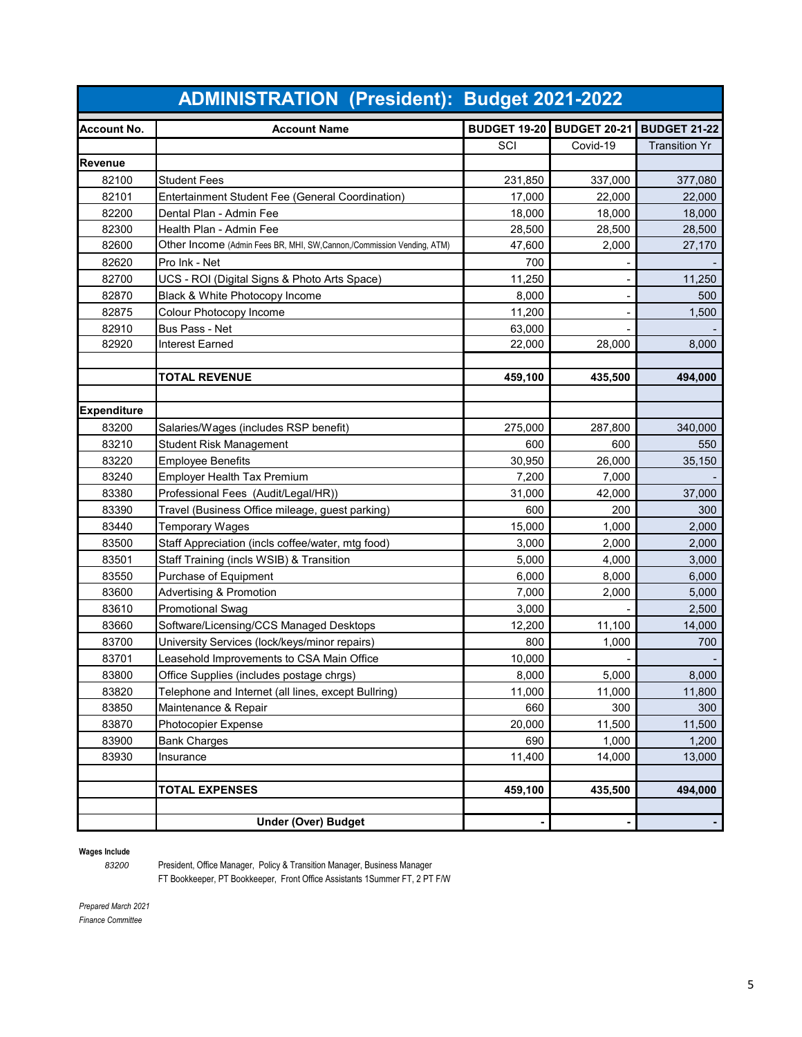# ADMINISTRATION (President): Budget 2021-2022

| Account No. | Account Name | BUDGET 19-20 | BUDGET 20-21 | BUDGET 21-22 |
|---|---|---|---|---|
| | | SCI | Covid-19 | Transition Yr |
| **Revenue** | | | | |
| 82100 | Student Fees | 231,850 | 337,000 | 377,080 |
| 82101 | Entertainment Student Fee (General Coordination) | 17,000 | 22,000 | 22,000 |
| 82200 | Dental Plan - Admin Fee | 18,000 | 18,000 | 18,000 |
| 82300 | Health Plan - Admin Fee | 28,500 | 28,500 | 28,500 |
| 82600 | Other Income (Admin Fees BR, MHI, SW,Cannon,/Commission Vending, ATM) | 47,600 | 2,000 | 27,170 |
| 82620 | Pro Ink - Net | 700 | - | - |
| 82700 | UCS - ROI (Digital Signs & Photo Arts Space) | 11,250 | - | 11,250 |
| 82870 | Black & White Photocopy Income | 8,000 | - | 500 |
| 82875 | Colour Photocopy Income | 11,200 | - | 1,500 |
| 82910 | Bus Pass - Net | 63,000 | - | - |
| 82920 | Interest Earned | 22,000 | 28,000 | 8,000 |
| | | | | |
| | **TOTAL REVENUE** | **459,100** | **435,500** | **494,000** |
| | | | | |
| **Expenditure** | | | | |
| 83200 | Salaries/Wages (includes RSP benefit) | 275,000 | 287,800 | 340,000 |
| 83210 | Student Risk Management | 600 | 600 | 550 |
| 83220 | Employee Benefits | 30,950 | 26,000 | 35,150 |
| 83240 | Employer Health Tax Premium | 7,200 | 7,000 | - |
| 83380 | Professional Fees (Audit/Legal/HR)) | 31,000 | 42,000 | 37,000 |
| 83390 | Travel (Business Office mileage, guest parking) | 600 | 200 | 300 |
| 83440 | Temporary Wages | 15,000 | 1,000 | 2,000 |
| 83500 | Staff Appreciation (incls coffee/water, mtg food) | 3,000 | 2,000 | 2,000 |
| 83501 | Staff Training (incls WSIB) & Transition | 5,000 | 4,000 | 3,000 |
| 83550 | Purchase of Equipment | 6,000 | 8,000 | 6,000 |
| 83600 | Advertising & Promotion | 7,000 | 2,000 | 5,000 |
| 83610 | Promotional Swag | 3,000 | - | 2,500 |
| 83660 | Software/Licensing/CCS Managed Desktops | 12,200 | 11,100 | 14,000 |
| 83700 | University Services (lock/keys/minor repairs) | 800 | 1,000 | 700 |
| 83701 | Leasehold Improvements to CSA Main Office | 10,000 | - | - |
| 83800 | Office Supplies (includes postage chrgs) | 8,000 | 5,000 | 8,000 |
| 83820 | Telephone and Internet (all lines, except Bullring) | 11,000 | 11,000 | 11,800 |
| 83850 | Maintenance & Repair | 660 | 300 | 300 |
| 83870 | Photocopier Expense | 20,000 | 11,500 | 11,500 |
| 83900 | Bank Charges | 690 | 1,000 | 1,200 |
| 83930 | Insurance | 11,400 | 14,000 | 13,000 |
| | | | | |
| | **TOTAL EXPENSES** | **459,100** | **435,500** | **494,000** |
| | | | | |
| | **Under (Over) Budget** | **-** | **-** | **-** |

**Wages Include**

*83200* President, Office Manager, Policy & Transition Manager, Business Manager
FT Bookkeeper, PT Bookkeeper, Front Office Assistants 1Summer FT, 2 PT F/W

*Prepared March 2021*
*Finance Committee*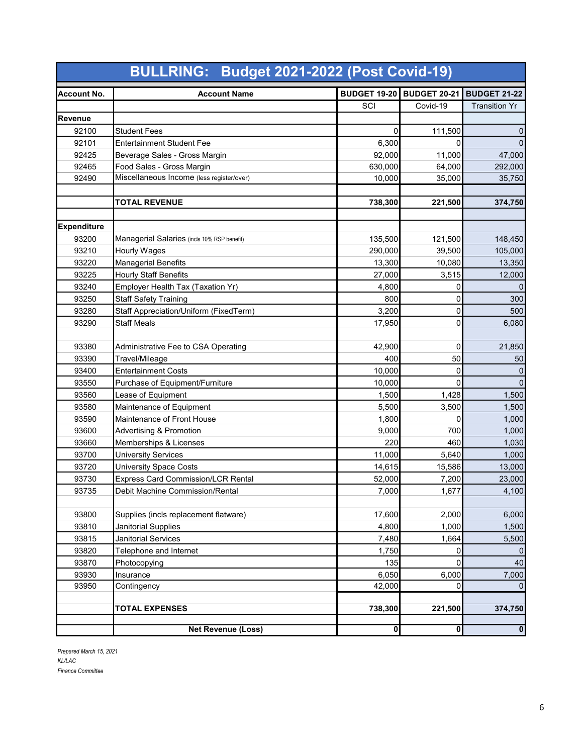# BULLRING: Budget 2021-2022 (Post Covid-19)

| Account No. | Account Name | BUDGET 19-20 | BUDGET 20-21 | BUDGET 21-22 |
|---|---|---|---|---|
| | | SCI | Covid-19 | Transition Yr |
| **Revenue** | | | | |
| 92100 | Student Fees | 0 | 111,500 | 0 |
| 92101 | Entertainment Student Fee | 6,300 | 0 | 0 |
| 92425 | Beverage Sales - Gross Margin | 92,000 | 11,000 | 47,000 |
| 92465 | Food Sales - Gross Margin | 630,000 | 64,000 | 292,000 |
| 92490 | Miscellaneous Income (less register/over) | 10,000 | 35,000 | 35,750 |
| | | | | |
| | **TOTAL REVENUE** | **738,300** | **221,500** | **374,750** |
| | | | | |
| **Expenditure** | | | | |
| 93200 | Managerial Salaries (incls 10% RSP benefit) | 135,500 | 121,500 | 148,450 |
| 93210 | Hourly Wages | 290,000 | 39,500 | 105,000 |
| 93220 | Managerial Benefits | 13,300 | 10,080 | 13,350 |
| 93225 | Hourly Staff Benefits | 27,000 | 3,515 | 12,000 |
| 93240 | Employer Health Tax (Taxation Yr) | 4,800 | 0 | 0 |
| 93250 | Staff Safety Training | 800 | 0 | 300 |
| 93280 | Staff Appreciation/Uniform (FixedTerm) | 3,200 | 0 | 500 |
| 93290 | Staff Meals | 17,950 | 0 | 6,080 |
| | | | | |
| 93380 | Administrative Fee to CSA Operating | 42,900 | 0 | 21,850 |
| 93390 | Travel/Mileage | 400 | 50 | 50 |
| 93400 | Entertainment Costs | 10,000 | 0 | 0 |
| 93550 | Purchase of Equipment/Furniture | 10,000 | 0 | 0 |
| 93560 | Lease of Equipment | 1,500 | 1,428 | 1,500 |
| 93580 | Maintenance of Equipment | 5,500 | 3,500 | 1,500 |
| 93590 | Maintenance of Front House | 1,800 | 0 | 1,000 |
| 93600 | Advertising & Promotion | 9,000 | 700 | 1,000 |
| 93660 | Memberships & Licenses | 220 | 460 | 1,030 |
| 93700 | University Services | 11,000 | 5,640 | 1,000 |
| 93720 | University Space Costs | 14,615 | 15,586 | 13,000 |
| 93730 | Express Card Commission/LCR Rental | 52,000 | 7,200 | 23,000 |
| 93735 | Debit Machine Commission/Rental | 7,000 | 1,677 | 4,100 |
| | | | | |
| 93800 | Supplies (incls replacement flatware) | 17,600 | 2,000 | 6,000 |
| 93810 | Janitorial Supplies | 4,800 | 1,000 | 1,500 |
| 93815 | Janitorial Services | 7,480 | 1,664 | 5,500 |
| 93820 | Telephone and Internet | 1,750 | 0 | 0 |
| 93870 | Photocopying | 135 | 0 | 40 |
| 93930 | Insurance | 6,050 | 6,000 | 7,000 |
| 93950 | Contingency | 42,000 | 0 | 0 |
| | | | | |
| | **TOTAL EXPENSES** | **738,300** | **221,500** | **374,750** |
| | | | | |
| | **Net Revenue (Loss)** | **0** | **0** | **0** |

*Prepared March 15, 2021*
*KL/LAC*
*Finance Committee*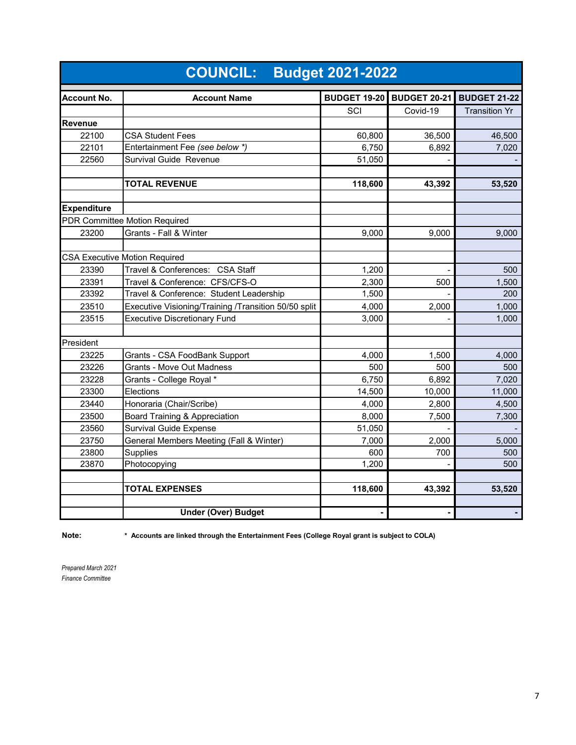# COUNCIL: Budget 2021-2022

| Account No. | Account Name | BUDGET 19-20 | BUDGET 20-21 | BUDGET 21-22 |
|---|---|---|---|---|
| | | SCI | Covid-19 | Transition Yr |
| **Revenue** | | | | |
| 22100 | CSA Student Fees | 60,800 | 36,500 | 46,500 |
| 22101 | Entertainment Fee *(see below *)* | 6,750 | 6,892 | 7,020 |
| 22560 | Survival Guide Revenue | 51,050 | - | - |
| | | | | |
| | **TOTAL REVENUE** | **118,600** | **43,392** | **53,520** |
| | | | | |
| **Expenditure** | | | | |
| PDR Committee Motion Required | | | | |
| 23200 | Grants - Fall & Winter | 9,000 | 9,000 | 9,000 |
| | | | | |
| CSA Executive Motion Required | | | | |
| 23390 | Travel & Conferences: CSA Staff | 1,200 | - | 500 |
| 23391 | Travel & Conference: CFS/CFS-O | 2,300 | 500 | 1,500 |
| 23392 | Travel & Conference: Student Leadership | 1,500 | - | 200 |
| 23510 | Executive Visioning/Training /Transition 50/50 split | 4,000 | 2,000 | 1,000 |
| 23515 | Executive Discretionary Fund | 3,000 | - | 1,000 |
| | | | | |
| President | | | | |
| 23225 | Grants - CSA FoodBank Support | 4,000 | 1,500 | 4,000 |
| 23226 | Grants - Move Out Madness | 500 | 500 | 500 |
| 23228 | Grants - College Royal * | 6,750 | 6,892 | 7,020 |
| 23300 | Elections | 14,500 | 10,000 | 11,000 |
| 23440 | Honoraria (Chair/Scribe) | 4,000 | 2,800 | 4,500 |
| 23500 | Board Training & Appreciation | 8,000 | 7,500 | 7,300 |
| 23560 | Survival Guide Expense | 51,050 | - | - |
| 23750 | General Members Meeting (Fall & Winter) | 7,000 | 2,000 | 5,000 |
| 23800 | Supplies | 600 | 700 | 500 |
| 23870 | Photocopying | 1,200 | - | 500 |
| | | | | |
| | **TOTAL EXPENSES** | **118,600** | **43,392** | **53,520** |
| | | | | |
| | **Under (Over) Budget** | **-** | **-** | **-** |

**Note:** **\* Accounts are linked through the Entertainment Fees (College Royal grant is subject to COLA)**

*Prepared March 2021*
*Finance Committee*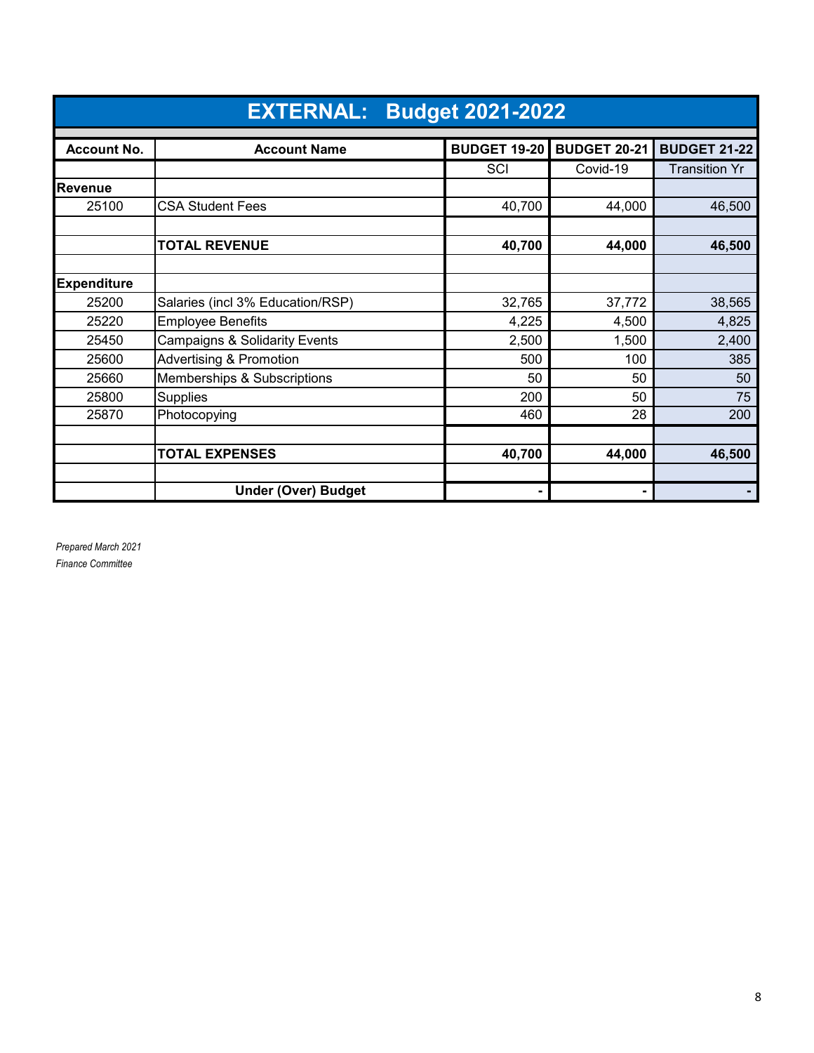# EXTERNAL: Budget 2021-2022

| Account No. | Account Name | BUDGET 19-20 | BUDGET 20-21 | BUDGET 21-22 |
|---|---|---|---|---|
| | | SCI | Covid-19 | Transition Yr |
| **Revenue** | | | | |
| 25100 | CSA Student Fees | 40,700 | 44,000 | 46,500 |
| | | | | |
| | **TOTAL REVENUE** | **40,700** | **44,000** | **46,500** |
| | | | | |
| **Expenditure** | | | | |
| 25200 | Salaries (incl 3% Education/RSP) | 32,765 | 37,772 | 38,565 |
| 25220 | Employee Benefits | 4,225 | 4,500 | 4,825 |
| 25450 | Campaigns & Solidarity Events | 2,500 | 1,500 | 2,400 |
| 25600 | Advertising & Promotion | 500 | 100 | 385 |
| 25660 | Memberships & Subscriptions | 50 | 50 | 50 |
| 25800 | Supplies | 200 | 50 | 75 |
| 25870 | Photocopying | 460 | 28 | 200 |
| | | | | |
| | **TOTAL EXPENSES** | **40,700** | **44,000** | **46,500** |
| | | | | |
| | **Under (Over) Budget** | **-** | **-** | **-** |

*Prepared March 2021*

*Finance Committee*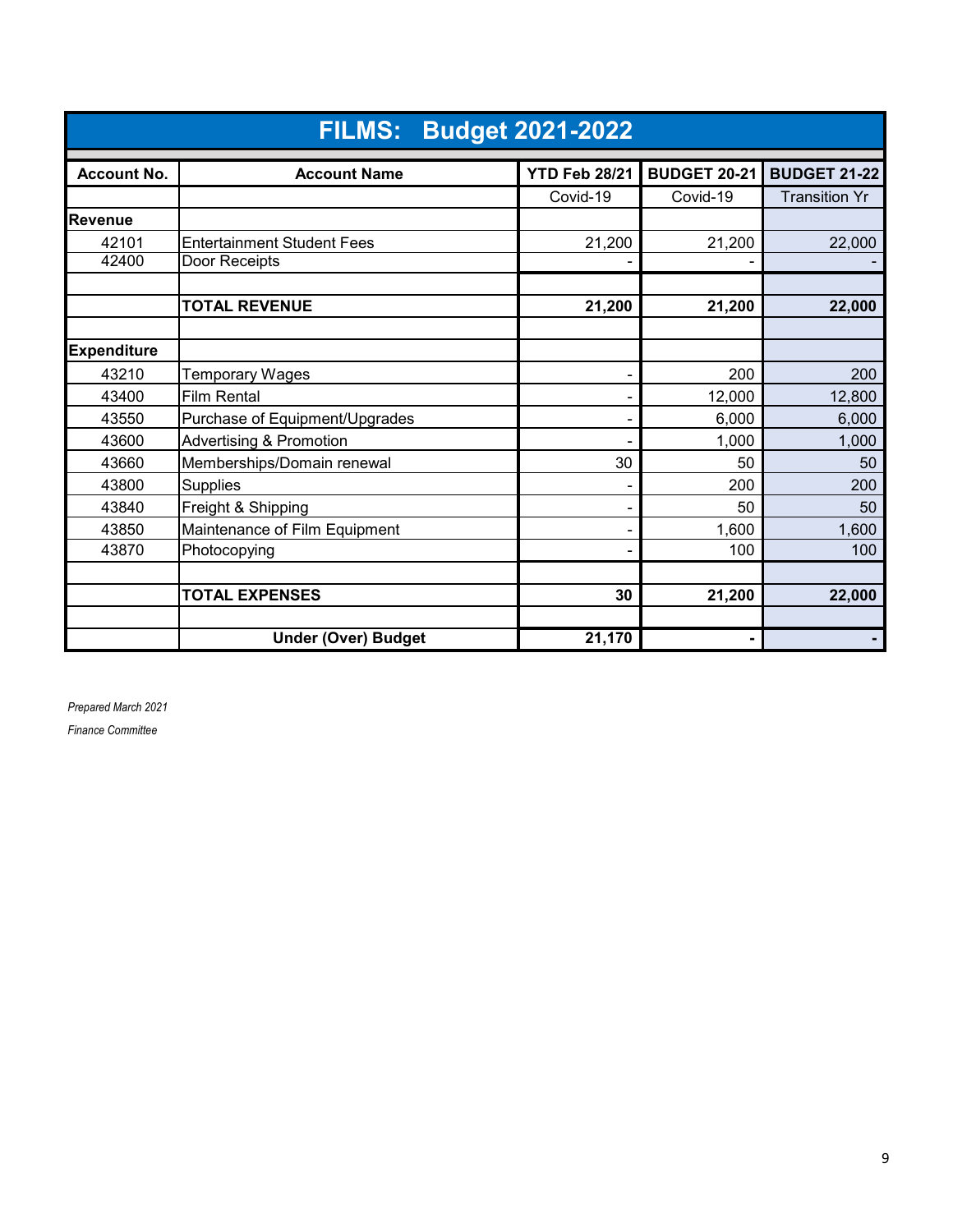# FILMS: Budget 2021-2022

| Account No. | Account Name | YTD Feb 28/21 | BUDGET 20-21 | BUDGET 21-22 |
|---|---|---|---|---|
| | | Covid-19 | Covid-19 | Transition Yr |
| **Revenue** | | | | |
| 42101 | Entertainment Student Fees | 21,200 | 21,200 | 22,000 |
| 42400 | Door Receipts | - | - | - |
| | | | | |
| | **TOTAL REVENUE** | **21,200** | **21,200** | **22,000** |
| | | | | |
| **Expenditure** | | | | |
| 43210 | Temporary Wages | - | 200 | 200 |
| 43400 | Film Rental | - | 12,000 | 12,800 |
| 43550 | Purchase of Equipment/Upgrades | - | 6,000 | 6,000 |
| 43600 | Advertising & Promotion | - | 1,000 | 1,000 |
| 43660 | Memberships/Domain renewal | 30 | 50 | 50 |
| 43800 | Supplies | - | 200 | 200 |
| 43840 | Freight & Shipping | - | 50 | 50 |
| 43850 | Maintenance of Film Equipment | - | 1,600 | 1,600 |
| 43870 | Photocopying | - | 100 | 100 |
| | | | | |
| | **TOTAL EXPENSES** | **30** | **21,200** | **22,000** |
| | | | | |
| | **Under (Over) Budget** | **21,170** | **-** | **-** |

*Prepared March 2021*

*Finance Committee*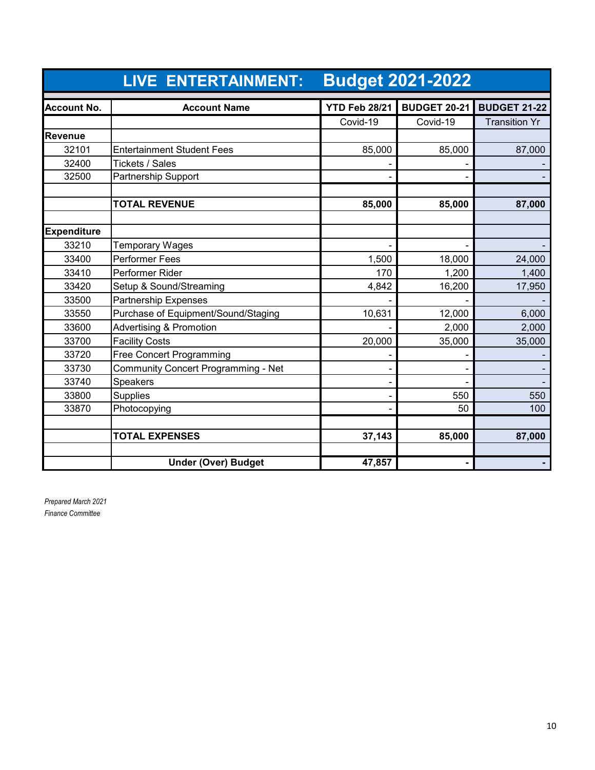# LIVE ENTERTAINMENT: Budget 2021-2022

| Account No. | Account Name | YTD Feb 28/21 | BUDGET 20-21 | BUDGET 21-22 |
|---|---|---|---|---|
| | | Covid-19 | Covid-19 | Transition Yr |
| **Revenue** | | | | |
| 32101 | Entertainment Student Fees | 85,000 | 85,000 | 87,000 |
| 32400 | Tickets / Sales | - | - | - |
| 32500 | Partnership Support | - | - | - |
| | | | | |
| | **TOTAL REVENUE** | **85,000** | **85,000** | **87,000** |
| | | | | |
| **Expenditure** | | | | |
| 33210 | Temporary Wages | - | - | - |
| 33400 | Performer Fees | 1,500 | 18,000 | 24,000 |
| 33410 | Performer Rider | 170 | 1,200 | 1,400 |
| 33420 | Setup & Sound/Streaming | 4,842 | 16,200 | 17,950 |
| 33500 | Partnership Expenses | - | - | - |
| 33550 | Purchase of Equipment/Sound/Staging | 10,631 | 12,000 | 6,000 |
| 33600 | Advertising & Promotion | - | 2,000 | 2,000 |
| 33700 | Facility Costs | 20,000 | 35,000 | 35,000 |
| 33720 | Free Concert Programming | - | - | - |
| 33730 | Community Concert Programming - Net | - | - | - |
| 33740 | Speakers | - | - | - |
| 33800 | Supplies | - | 550 | 550 |
| 33870 | Photocopying | - | 50 | 100 |
| | | | | |
| | **TOTAL EXPENSES** | **37,143** | **85,000** | **87,000** |
| | | | | |
| | **Under (Over) Budget** | **47,857** | **-** | **-** |

*Prepared March 2021*
*Finance Committee*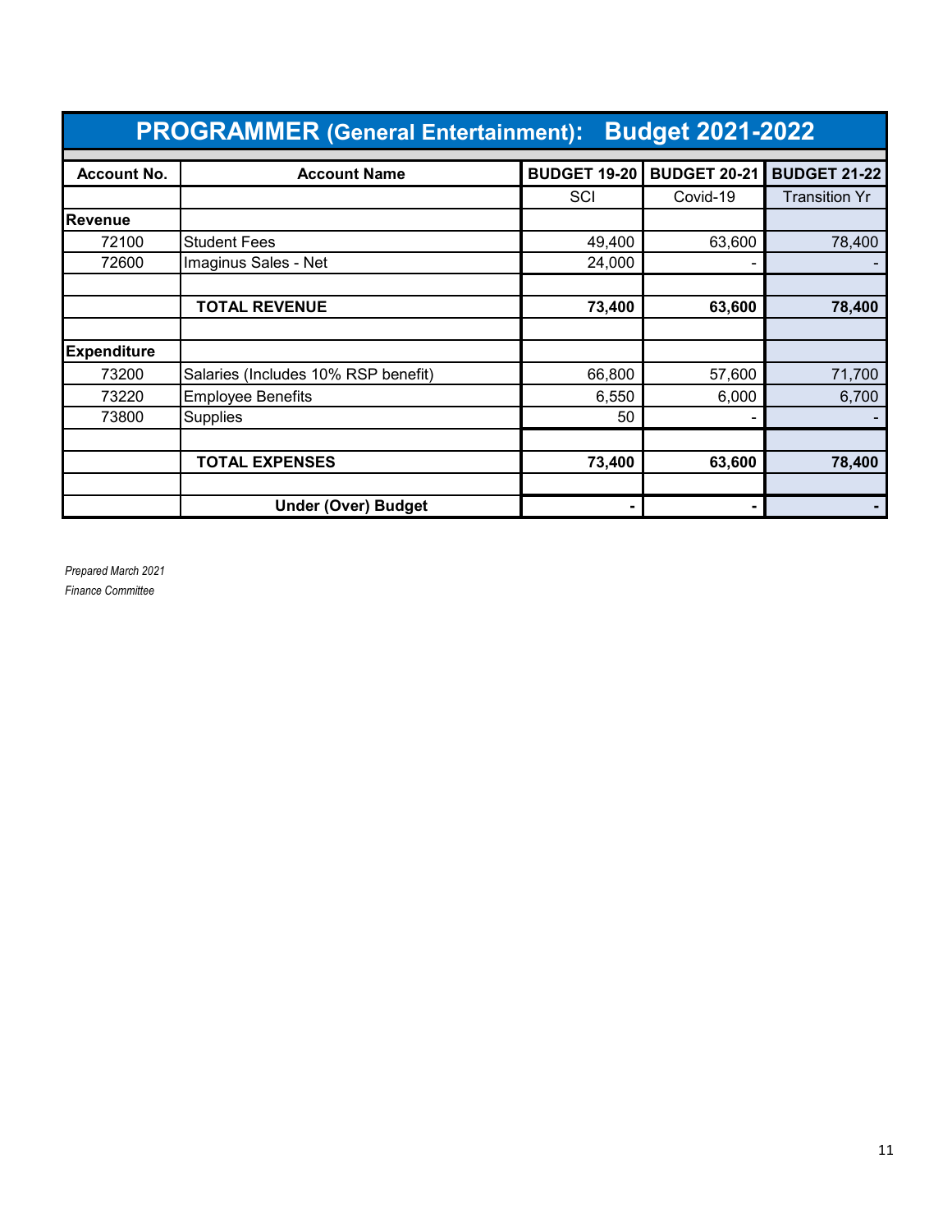# PROGRAMMER (General Entertainment): Budget 2021-2022

| Account No. | Account Name | BUDGET 19-20 | BUDGET 20-21 | BUDGET 21-22 |
|---|---|---|---|---|
| | | SCI | Covid-19 | Transition Yr |
| **Revenue** | | | | |
| 72100 | Student Fees | 49,400 | 63,600 | 78,400 |
| 72600 | Imaginus Sales - Net | 24,000 | - | - |
| | | | | |
| | **TOTAL REVENUE** | **73,400** | **63,600** | **78,400** |
| | | | | |
| **Expenditure** | | | | |
| 73200 | Salaries (Includes 10% RSP benefit) | 66,800 | 57,600 | 71,700 |
| 73220 | Employee Benefits | 6,550 | 6,000 | 6,700 |
| 73800 | Supplies | 50 | - | - |
| | | | | |
| | **TOTAL EXPENSES** | **73,400** | **63,600** | **78,400** |
| | | | | |
| | **Under (Over) Budget** | **-** | **-** | **-** |

*Prepared March 2021*
*Finance Committee*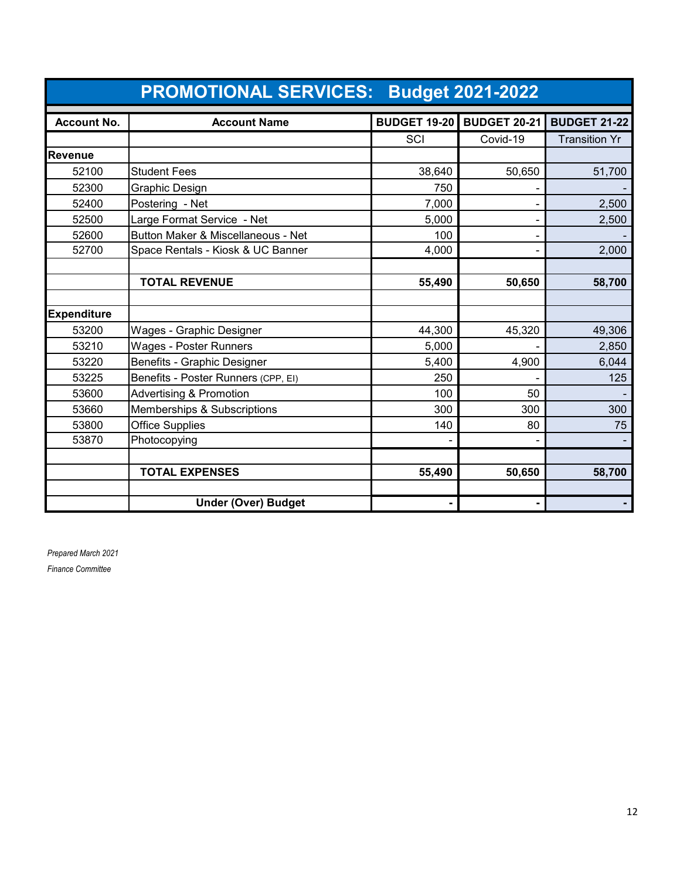# PROMOTIONAL SERVICES: Budget 2021-2022

| Account No. | Account Name | BUDGET 19-20 | BUDGET 20-21 | BUDGET 21-22 |
|---|---|---|---|---|
| | | SCI | Covid-19 | Transition Yr |
| **Revenue** | | | | |
| 52100 | Student Fees | 38,640 | 50,650 | 51,700 |
| 52300 | Graphic Design | 750 | - | - |
| 52400 | Postering - Net | 7,000 | - | 2,500 |
| 52500 | Large Format Service - Net | 5,000 | - | 2,500 |
| 52600 | Button Maker & Miscellaneous - Net | 100 | - | - |
| 52700 | Space Rentals - Kiosk & UC Banner | 4,000 | - | 2,000 |
| | | | | |
| | **TOTAL REVENUE** | **55,490** | **50,650** | **58,700** |
| | | | | |
| **Expenditure** | | | | |
| 53200 | Wages - Graphic Designer | 44,300 | 45,320 | 49,306 |
| 53210 | Wages - Poster Runners | 5,000 | - | 2,850 |
| 53220 | Benefits - Graphic Designer | 5,400 | 4,900 | 6,044 |
| 53225 | Benefits - Poster Runners (CPP, EI) | 250 | - | 125 |
| 53600 | Advertising & Promotion | 100 | 50 | - |
| 53660 | Memberships & Subscriptions | 300 | 300 | 300 |
| 53800 | Office Supplies | 140 | 80 | 75 |
| 53870 | Photocopying | - | - | - |
| | | | | |
| | **TOTAL EXPENSES** | **55,490** | **50,650** | **58,700** |
| | | | | |
| | **Under (Over) Budget** | **-** | **-** | **-** |

*Prepared March 2021*

*Finance Committee*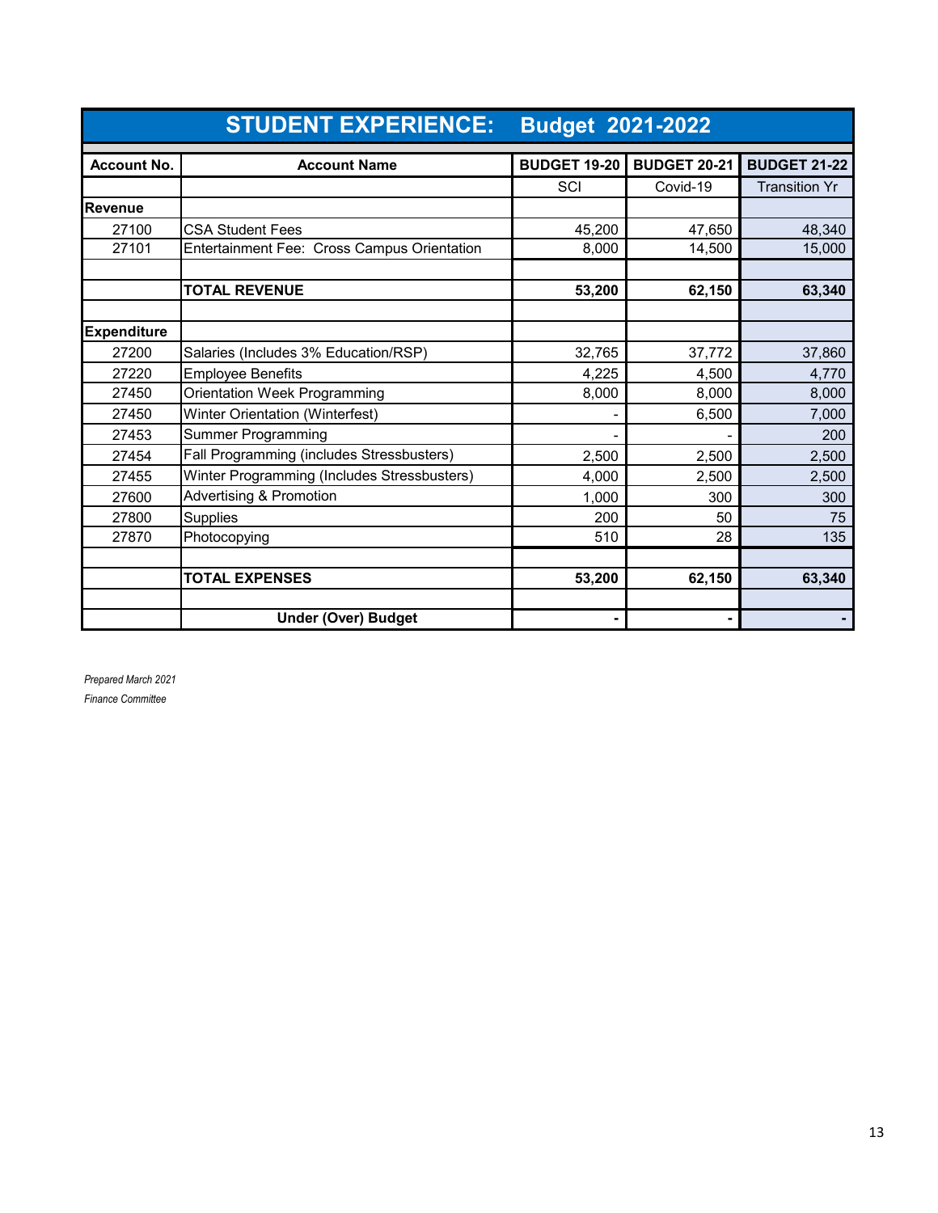# STUDENT EXPERIENCE: Budget 2021-2022

| Account No. | Account Name | BUDGET 19-20 | BUDGET 20-21 | BUDGET 21-22 |
|---|---|---|---|---|
| | | SCI | Covid-19 | Transition Yr |
| **Revenue** | | | | |
| 27100 | CSA Student Fees | 45,200 | 47,650 | 48,340 |
| 27101 | Entertainment Fee: Cross Campus Orientation | 8,000 | 14,500 | 15,000 |
| | | | | |
| | **TOTAL REVENUE** | **53,200** | **62,150** | **63,340** |
| | | | | |
| **Expenditure** | | | | |
| 27200 | Salaries (Includes 3% Education/RSP) | 32,765 | 37,772 | 37,860 |
| 27220 | Employee Benefits | 4,225 | 4,500 | 4,770 |
| 27450 | Orientation Week Programming | 8,000 | 8,000 | 8,000 |
| 27450 | Winter Orientation (Winterfest) | - | 6,500 | 7,000 |
| 27453 | Summer Programming | - | - | 200 |
| 27454 | Fall Programming (includes Stressbusters) | 2,500 | 2,500 | 2,500 |
| 27455 | Winter Programming (Includes Stressbusters) | 4,000 | 2,500 | 2,500 |
| 27600 | Advertising & Promotion | 1,000 | 300 | 300 |
| 27800 | Supplies | 200 | 50 | 75 |
| 27870 | Photocopying | 510 | 28 | 135 |
| | | | | |
| | **TOTAL EXPENSES** | **53,200** | **62,150** | **63,340** |
| | | | | |
| | **Under (Over) Budget** | **-** | **-** | **-** |

*Prepared March 2021*

*Finance Committee*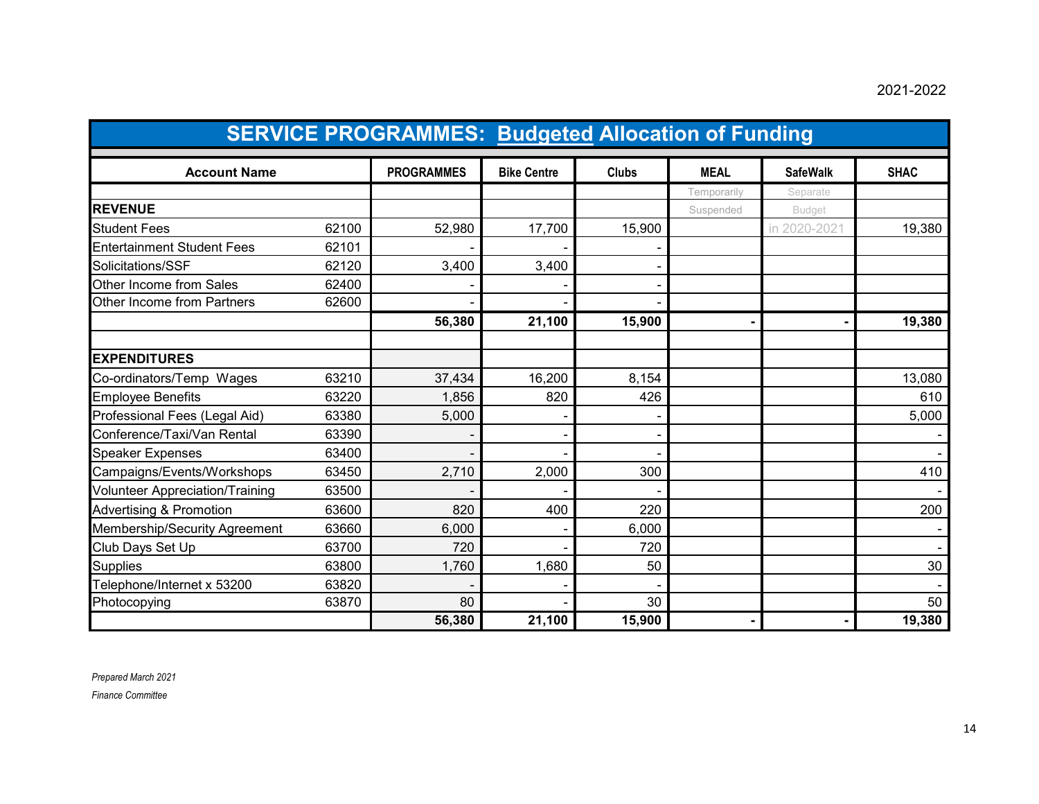2021-2022

# SERVICE PROGRAMMES: Budgeted Allocation of Funding

| Account Name | | PROGRAMMES | Bike Centre | Clubs | MEAL | SafeWalk | SHAC |
|---|---|---|---|---|---|---|---|
| | | | | | Temporarily | Separate | |
| **REVENUE** | | | | | Suspended | Budget | |
| Student Fees | 62100 | 52,980 | 17,700 | 15,900 | | in 2020-2021 | 19,380 |
| Entertainment Student Fees | 62101 | - | - | - | | | |
| Solicitations/SSF | 62120 | 3,400 | 3,400 | - | | | |
| Other Income from Sales | 62400 | - | - | - | | | |
| Other Income from Partners | 62600 | - | - | - | | | |
| | | **56,380** | **21,100** | **15,900** | **-** | **-** | **19,380** |
| | | | | | | | |
| **EXPENDITURES** | | | | | | | |
| Co-ordinators/Temp Wages | 63210 | 37,434 | 16,200 | 8,154 | | | 13,080 |
| Employee Benefits | 63220 | 1,856 | 820 | 426 | | | 610 |
| Professional Fees (Legal Aid) | 63380 | 5,000 | - | - | | | 5,000 |
| Conference/Taxi/Van Rental | 63390 | - | - | - | | | - |
| Speaker Expenses | 63400 | - | - | - | | | - |
| Campaigns/Events/Workshops | 63450 | 2,710 | 2,000 | 300 | | | 410 |
| Volunteer Appreciation/Training | 63500 | - | - | - | | | - |
| Advertising & Promotion | 63600 | 820 | 400 | 220 | | | 200 |
| Membership/Security Agreement | 63660 | 6,000 | - | 6,000 | | | - |
| Club Days Set Up | 63700 | 720 | - | 720 | | | - |
| Supplies | 63800 | 1,760 | 1,680 | 50 | | | 30 |
| Telephone/Internet x 53200 | 63820 | - | - | - | | | - |
| Photocopying | 63870 | 80 | - | 30 | | | 50 |
| | | **56,380** | **21,100** | **15,900** | **-** | **-** | **19,380** |

*Prepared March 2021*

*Finance Committee*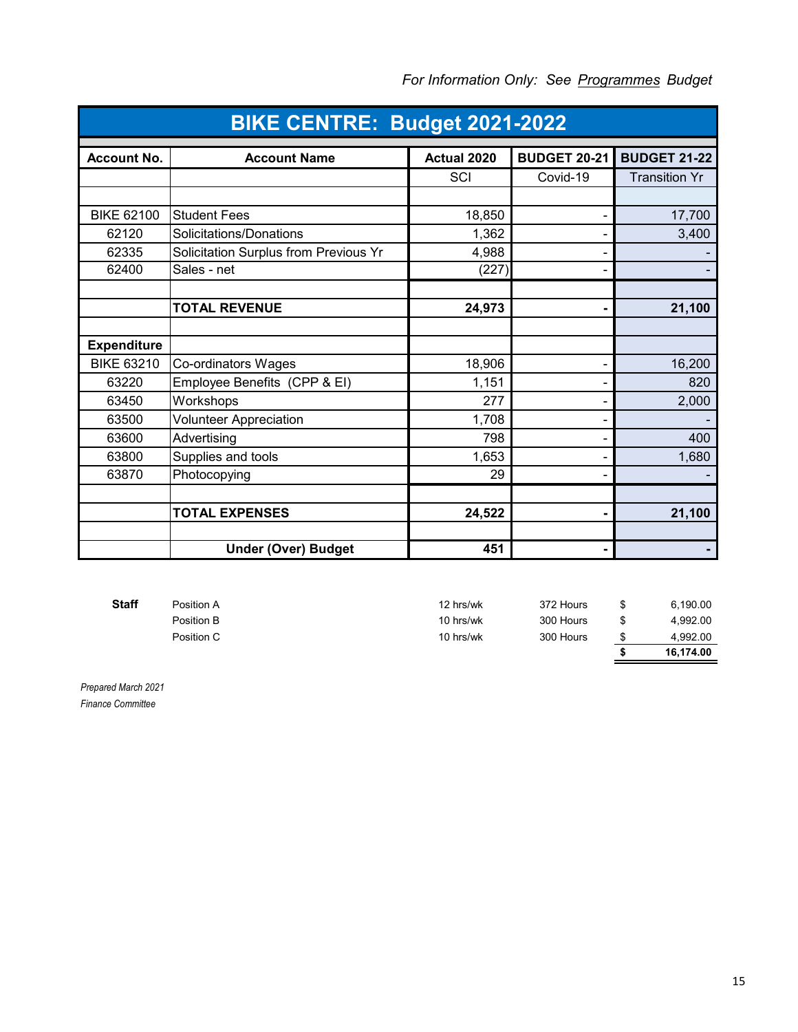*For Information Only: See Programmes Budget*

# BIKE CENTRE: Budget 2021-2022

| Account No. | Account Name | Actual 2020 | BUDGET 20-21 | BUDGET 21-22 |
|---|---|---|---|---|
| | | SCI | Covid-19 | Transition Yr |
| | | | | |
| BIKE 62100 | Student Fees | 18,850 | - | 17,700 |
| 62120 | Solicitations/Donations | 1,362 | - | 3,400 |
| 62335 | Solicitation Surplus from Previous Yr | 4,988 | - | - |
| 62400 | Sales - net | (227) | - | - |
| | | | | |
| | **TOTAL REVENUE** | **24,973** | **-** | **21,100** |
| | | | | |
| **Expenditure** | | | | |
| BIKE 63210 | Co-ordinators Wages | 18,906 | - | 16,200 |
| 63220 | Employee Benefits (CPP & EI) | 1,151 | - | 820 |
| 63450 | Workshops | 277 | - | 2,000 |
| 63500 | Volunteer Appreciation | 1,708 | - | - |
| 63600 | Advertising | 798 | - | 400 |
| 63800 | Supplies and tools | 1,653 | - | 1,680 |
| 63870 | Photocopying | 29 | - | - |
| | | | | |
| | **TOTAL EXPENSES** | **24,522** | **-** | **21,100** |
| | | | | |
| | **Under (Over) Budget** | **451** | **-** | **-** |

| **Staff** | | | | | |
|---|---|---|---|---|---|
| | Position A | 12 hrs/wk | 372 Hours | $ | 6,190.00 |
| | Position B | 10 hrs/wk | 300 Hours | $ | 4,992.00 |
| | Position C | 10 hrs/wk | 300 Hours | $ | 4,992.00 |
| | | | | **$** | **16,174.00** |

*Prepared March 2021*
*Finance Committee*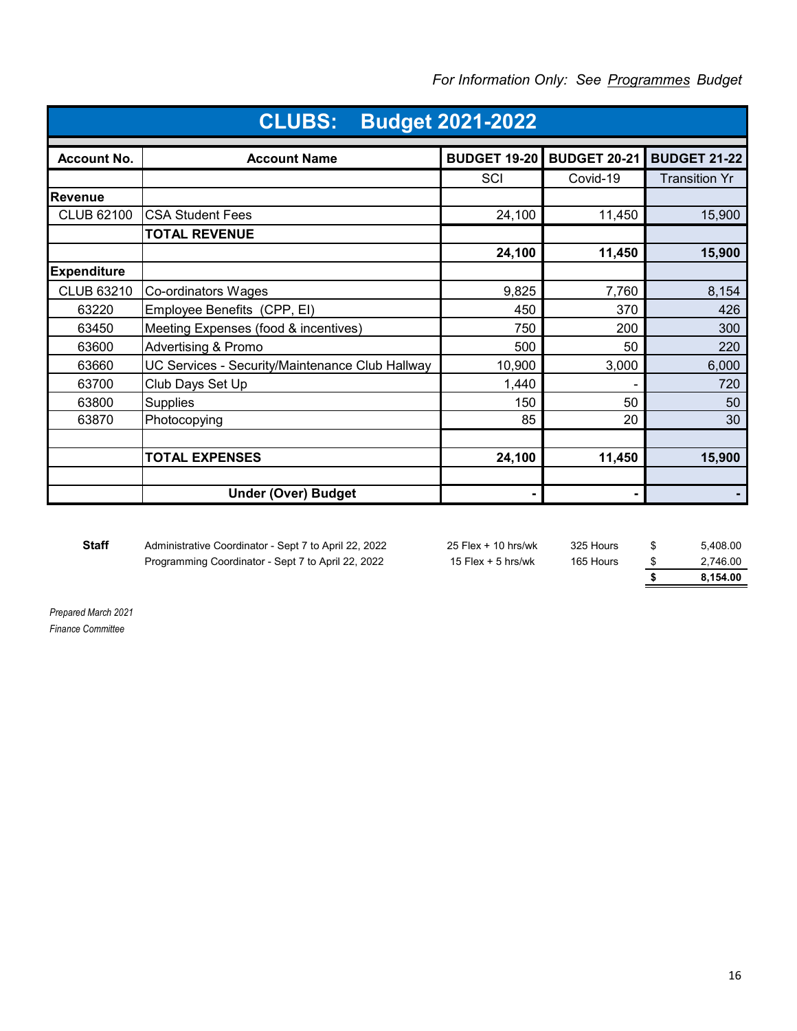*For Information Only: See Programmes Budget*

## CLUBS: Budget 2021-2022

| Account No. | Account Name | BUDGET 19-20 | BUDGET 20-21 | BUDGET 21-22 |
|---|---|---|---|---|
| | | SCI | Covid-19 | Transition Yr |
| **Revenue** | | | | |
| CLUB 62100 | CSA Student Fees | 24,100 | 11,450 | 15,900 |
| | **TOTAL REVENUE** | | | |
| | | **24,100** | **11,450** | **15,900** |
| **Expenditure** | | | | |
| CLUB 63210 | Co-ordinators Wages | 9,825 | 7,760 | 8,154 |
| 63220 | Employee Benefits (CPP, EI) | 450 | 370 | 426 |
| 63450 | Meeting Expenses (food & incentives) | 750 | 200 | 300 |
| 63600 | Advertising & Promo | 500 | 50 | 220 |
| 63660 | UC Services - Security/Maintenance Club Hallway | 10,900 | 3,000 | 6,000 |
| 63700 | Club Days Set Up | 1,440 | - | 720 |
| 63800 | Supplies | 150 | 50 | 50 |
| 63870 | Photocopying | 85 | 20 | 30 |
| | | | | |
| | **TOTAL EXPENSES** | **24,100** | **11,450** | **15,900** |
| | | | | |
| | **Under (Over) Budget** | **-** | **-** | **-** |

| **Staff** | | | | |
|---|---|---|---|---|
| | Administrative Coordinator - Sept 7 to April 22, 2022 | 25 Flex + 10 hrs/wk | 325 Hours | $ 5,408.00 |
| | Programming Coordinator - Sept 7 to April 22, 2022 | 15 Flex + 5 hrs/wk | 165 Hours | $ 2,746.00 |
| | | | | **$ 8,154.00** |

*Prepared March 2021*
*Finance Committee*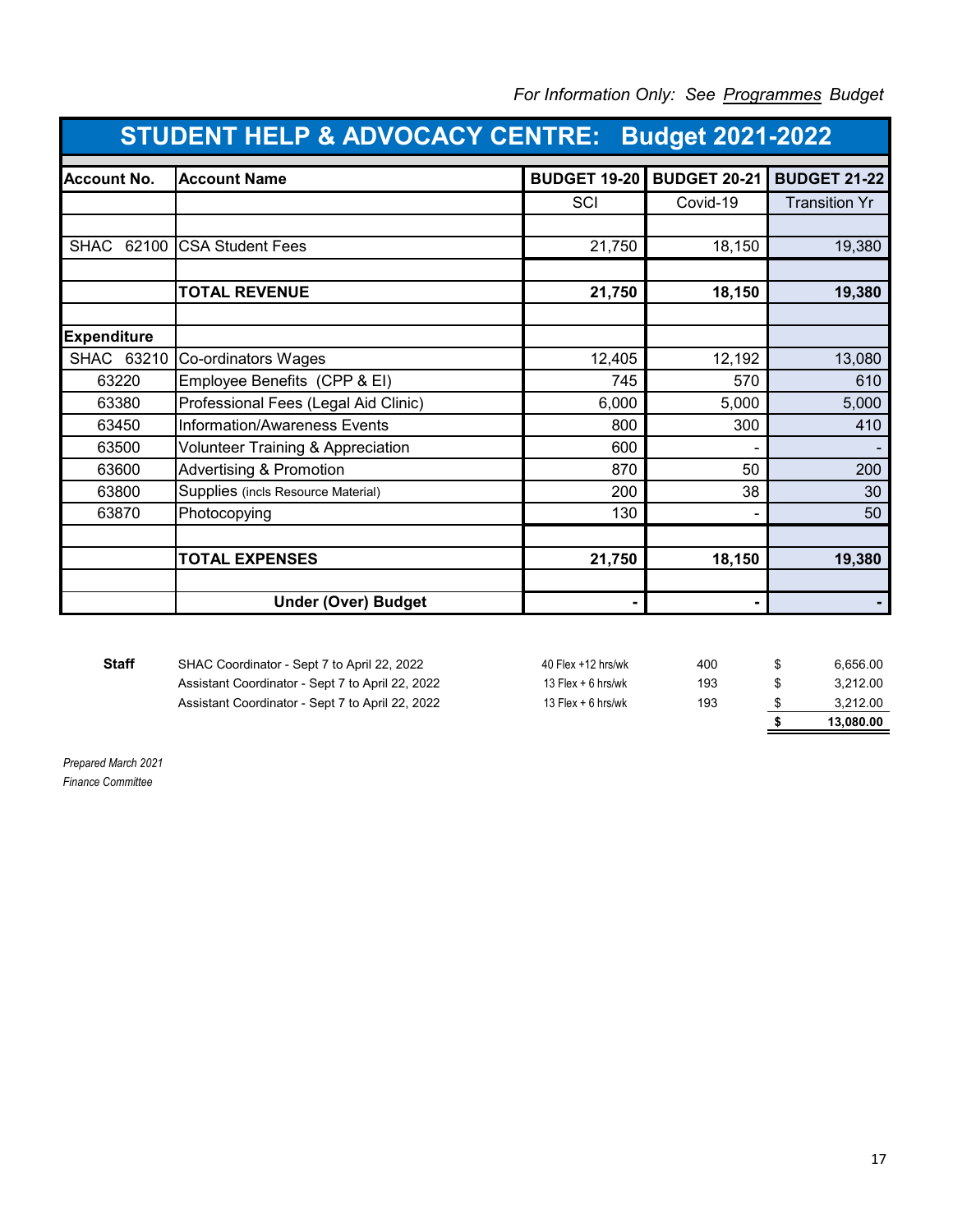*For Information Only: See Programmes Budget*

# STUDENT HELP & ADVOCACY CENTRE: Budget 2021-2022

| Account No. | Account Name | BUDGET 19-20 | BUDGET 20-21 | BUDGET 21-22 |
|---|---|---|---|---|
| | | SCI | Covid-19 | Transition Yr |
| | | | | |
| SHAC 62100 | CSA Student Fees | 21,750 | 18,150 | 19,380 |
| | | | | |
| | **TOTAL REVENUE** | **21,750** | **18,150** | **19,380** |
| | | | | |
| **Expenditure** | | | | |
| SHAC 63210 | Co-ordinators Wages | 12,405 | 12,192 | 13,080 |
| 63220 | Employee Benefits (CPP & EI) | 745 | 570 | 610 |
| 63380 | Professional Fees (Legal Aid Clinic) | 6,000 | 5,000 | 5,000 |
| 63450 | Information/Awareness Events | 800 | 300 | 410 |
| 63500 | Volunteer Training & Appreciation | 600 | - | - |
| 63600 | Advertising & Promotion | 870 | 50 | 200 |
| 63800 | Supplies (incls Resource Material) | 200 | 38 | 30 |
| 63870 | Photocopying | 130 | - | 50 |
| | | | | |
| | **TOTAL EXPENSES** | **21,750** | **18,150** | **19,380** |
| | | | | |
| | **Under (Over) Budget** | **-** | **-** | **-** |

| Staff | | | | | |
|---|---|---|---|---|---|
| | SHAC Coordinator - Sept 7 to April 22, 2022 | 40 Flex +12 hrs/wk | 400 | $ | 6,656.00 |
| | Assistant Coordinator - Sept 7 to April 22, 2022 | 13 Flex + 6 hrs/wk | 193 | $ | 3,212.00 |
| | Assistant Coordinator - Sept 7 to April 22, 2022 | 13 Flex + 6 hrs/wk | 193 | $ | 3,212.00 |
| | | | | **$** | **13,080.00** |

*Prepared March 2021*
*Finance Committee*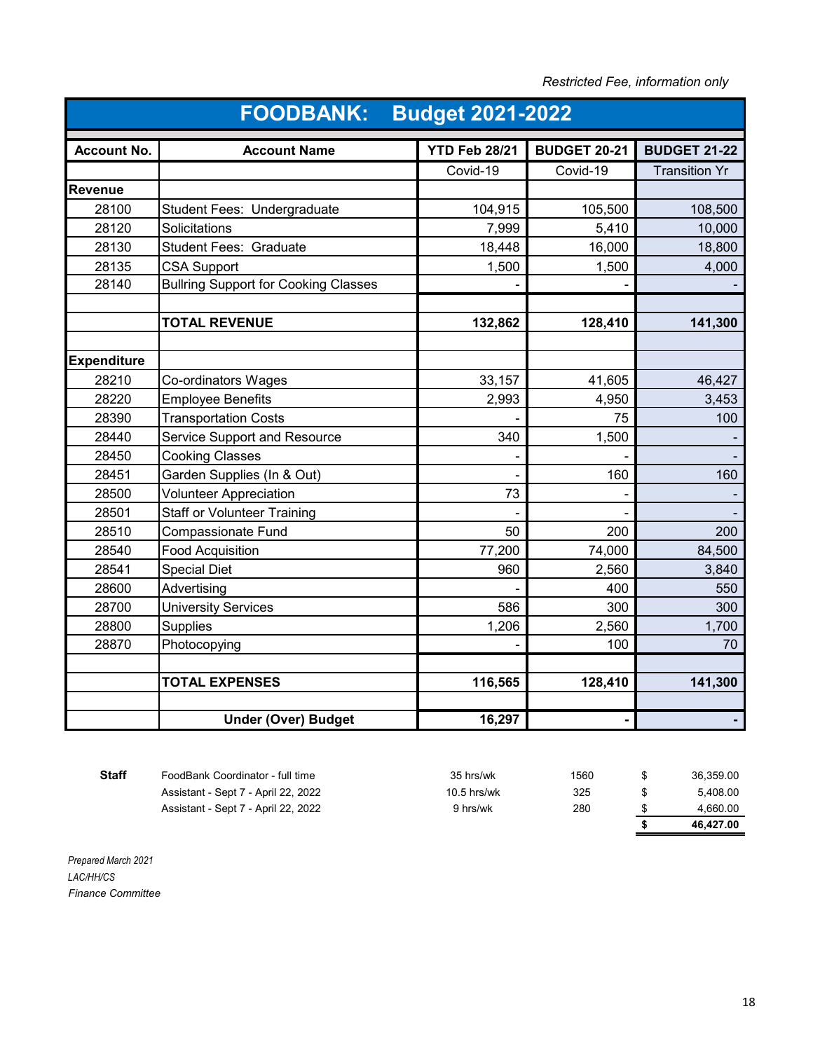*Restricted Fee, information only*

# FOODBANK: Budget 2021-2022

| Account No. | Account Name | YTD Feb 28/21 | BUDGET 20-21 | BUDGET 21-22 |
|---|---|---|---|---|
| | | Covid-19 | Covid-19 | Transition Yr |
| **Revenue** | | | | |
| 28100 | Student Fees: Undergraduate | 104,915 | 105,500 | 108,500 |
| 28120 | Solicitations | 7,999 | 5,410 | 10,000 |
| 28130 | Student Fees: Graduate | 18,448 | 16,000 | 18,800 |
| 28135 | CSA Support | 1,500 | 1,500 | 4,000 |
| 28140 | Bullring Support for Cooking Classes | - | - | - |
| | | | | |
| | **TOTAL REVENUE** | **132,862** | **128,410** | **141,300** |
| | | | | |
| **Expenditure** | | | | |
| 28210 | Co-ordinators Wages | 33,157 | 41,605 | 46,427 |
| 28220 | Employee Benefits | 2,993 | 4,950 | 3,453 |
| 28390 | Transportation Costs | - | 75 | 100 |
| 28440 | Service Support and Resource | 340 | 1,500 | - |
| 28450 | Cooking Classes | - | - | - |
| 28451 | Garden Supplies (In & Out) | - | 160 | 160 |
| 28500 | Volunteer Appreciation | 73 | - | - |
| 28501 | Staff or Volunteer Training | - | - | - |
| 28510 | Compassionate Fund | 50 | 200 | 200 |
| 28540 | Food Acquisition | 77,200 | 74,000 | 84,500 |
| 28541 | Special Diet | 960 | 2,560 | 3,840 |
| 28600 | Advertising | - | 400 | 550 |
| 28700 | University Services | 586 | 300 | 300 |
| 28800 | Supplies | 1,206 | 2,560 | 1,700 |
| 28870 | Photocopying | - | 100 | 70 |
| | | | | |
| | **TOTAL EXPENSES** | **116,565** | **128,410** | **141,300** |
| | | | | |
| | **Under (Over) Budget** | **16,297** | **-** | **-** |

| **Staff** | | | | |
|---|---|---|---|---|
| | FoodBank Coordinator - full time | 35 hrs/wk | 1560 | $ 36,359.00 |
| | Assistant - Sept 7 - April 22, 2022 | 10.5 hrs/wk | 325 | $ 5,408.00 |
| | Assistant - Sept 7 - April 22, 2022 | 9 hrs/wk | 280 | $ 4,660.00 |
| | | | | **$ 46,427.00** |

*Prepared March 2021*
*LAC/HH/CS*
*Finance Committee*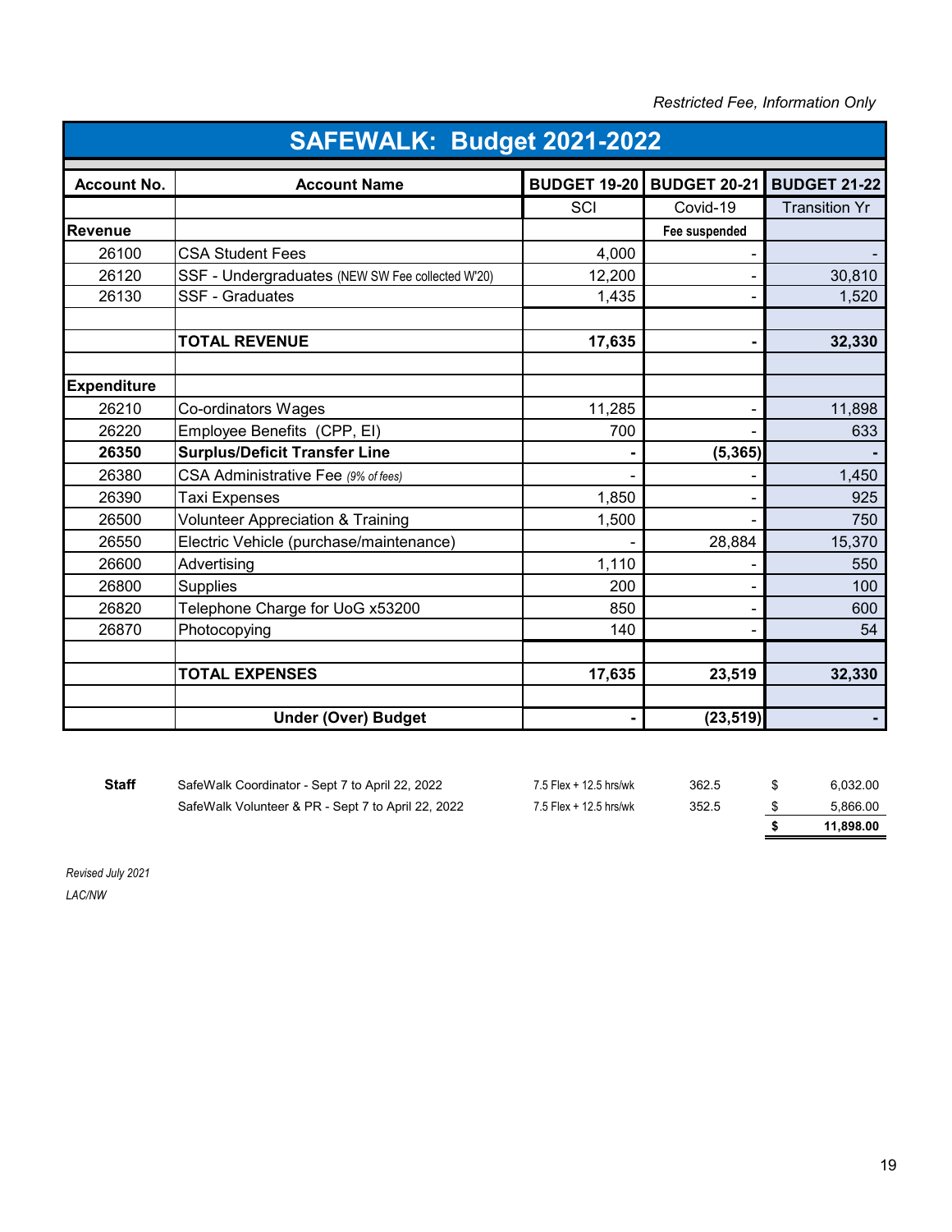*Restricted Fee, Information Only*

# SAFEWALK: Budget 2021-2022

| Account No. | Account Name | BUDGET 19-20 | BUDGET 20-21 | BUDGET 21-22 |
|---|---|---|---|---|
| | | SCI | Covid-19 | Transition Yr |
| **Revenue** | | | Fee suspended | |
| 26100 | CSA Student Fees | 4,000 | - | - |
| 26120 | SSF - Undergraduates (NEW SW Fee collected W'20) | 12,200 | - | 30,810 |
| 26130 | SSF - Graduates | 1,435 | - | 1,520 |
| | | | | |
| | **TOTAL REVENUE** | **17,635** | **-** | **32,330** |
| | | | | |
| **Expenditure** | | | | |
| 26210 | Co-ordinators Wages | 11,285 | - | 11,898 |
| 26220 | Employee Benefits (CPP, EI) | 700 | - | 633 |
| **26350** | **Surplus/Deficit Transfer Line** | **-** | **(5,365)** | **-** |
| 26380 | CSA Administrative Fee *(9% of fees)* | - | - | 1,450 |
| 26390 | Taxi Expenses | 1,850 | - | 925 |
| 26500 | Volunteer Appreciation & Training | 1,500 | - | 750 |
| 26550 | Electric Vehicle (purchase/maintenance) | - | 28,884 | 15,370 |
| 26600 | Advertising | 1,110 | - | 550 |
| 26800 | Supplies | 200 | - | 100 |
| 26820 | Telephone Charge for UoG x53200 | 850 | - | 600 |
| 26870 | Photocopying | 140 | - | 54 |
| | | | | |
| | **TOTAL EXPENSES** | **17,635** | **23,519** | **32,330** |
| | | | | |
| | **Under (Over) Budget** | **-** | **(23,519)** | **-** |

| **Staff** | | | | | |
|---|---|---|---|---|---|
| | SafeWalk Coordinator - Sept 7 to April 22, 2022 | 7.5 Flex + 12.5 hrs/wk | 362.5 | $ | 6,032.00 |
| | SafeWalk Volunteer & PR - Sept 7 to April 22, 2022 | 7.5 Flex + 12.5 hrs/wk | 352.5 | $ | 5,866.00 |
| | | | | **$** | **11,898.00** |

*Revised July 2021*
*LAC/NW*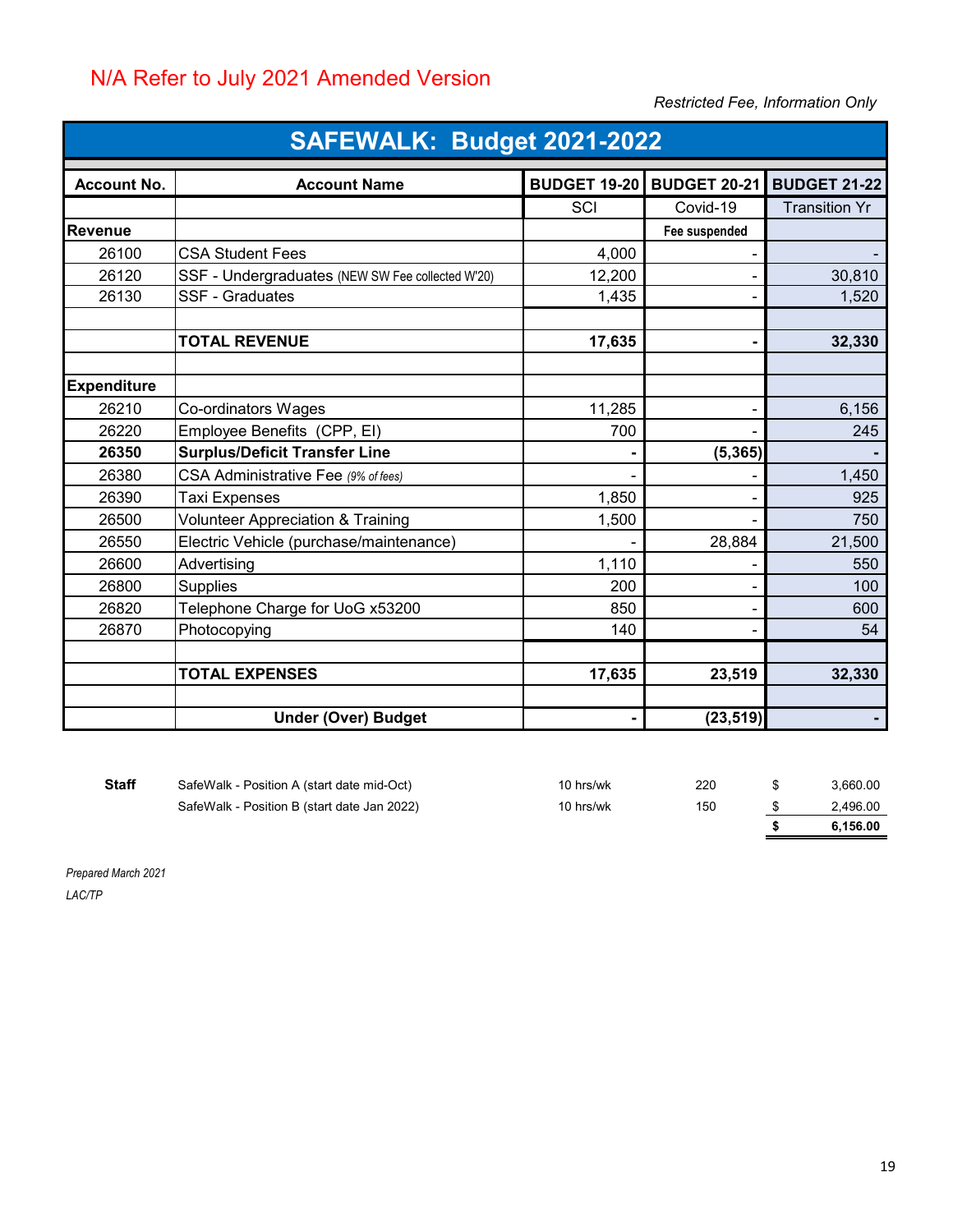N/A Refer to July 2021 Amended Version

*Restricted Fee, Information Only*

# SAFEWALK: Budget 2021-2022

| Account No. | Account Name | BUDGET 19-20 | BUDGET 20-21 | BUDGET 21-22 |
|---|---|---|---|---|
| | | SCI | Covid-19 | Transition Yr |
| **Revenue** | | | Fee suspended | |
| 26100 | CSA Student Fees | 4,000 | - | - |
| 26120 | SSF - Undergraduates (NEW SW Fee collected W'20) | 12,200 | - | 30,810 |
| 26130 | SSF - Graduates | 1,435 | - | 1,520 |
| | | | | |
| | **TOTAL REVENUE** | **17,635** | **-** | **32,330** |
| | | | | |
| **Expenditure** | | | | |
| 26210 | Co-ordinators Wages | 11,285 | - | 6,156 |
| 26220 | Employee Benefits (CPP, EI) | 700 | - | 245 |
| **26350** | **Surplus/Deficit Transfer Line** | **-** | **(5,365)** | **-** |
| 26380 | CSA Administrative Fee *(9% of fees)* | - | - | 1,450 |
| 26390 | Taxi Expenses | 1,850 | - | 925 |
| 26500 | Volunteer Appreciation & Training | 1,500 | - | 750 |
| 26550 | Electric Vehicle (purchase/maintenance) | - | 28,884 | 21,500 |
| 26600 | Advertising | 1,110 | - | 550 |
| 26800 | Supplies | 200 | - | 100 |
| 26820 | Telephone Charge for UoG x53200 | 850 | - | 600 |
| 26870 | Photocopying | 140 | - | 54 |
| | | | | |
| | **TOTAL EXPENSES** | **17,635** | **23,519** | **32,330** |
| | | | | |
| | **Under (Over) Budget** | **-** | **(23,519)** | **-** |

| | | | | | |
|---|---|---|---|---|---|
| **Staff** | SafeWalk - Position A (start date mid-Oct) | 10 hrs/wk | 220 | $ | 3,660.00 |
| | SafeWalk - Position B (start date Jan 2022) | 10 hrs/wk | 150 | $ | 2,496.00 |
| | | | | **$** | **6,156.00** |

*Prepared March 2021*

*LAC/TP*